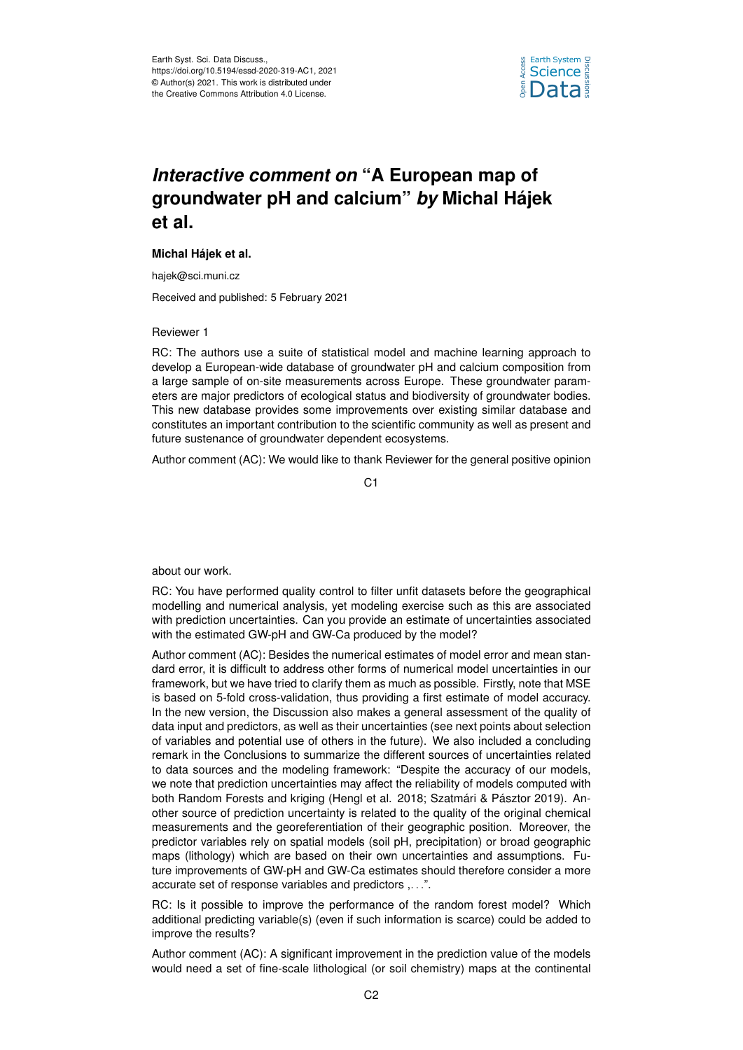Earth Syst. Sci. Data Discuss.,
https://doi.org/10.5194/essd-2020-319-AC1, 2021
© Author(s) 2021. This work is distributed under
the Creative Commons Attribution 4.0 License.

# *Interactive comment on* "A European map of groundwater pH and calcium" *by* Michal Hájek et al.

**Michal Hájek et al.**

hajek@sci.muni.cz

Received and published: 5 February 2021

Reviewer 1

RC: The authors use a suite of statistical model and machine learning approach to develop a European-wide database of groundwater pH and calcium composition from a large sample of on-site measurements across Europe. These groundwater parameters are major predictors of ecological status and biodiversity of groundwater bodies. This new database provides some improvements over existing similar database and constitutes an important contribution to the scientific community as well as present and future sustenance of groundwater dependent ecosystems.

Author comment (AC): We would like to thank Reviewer for the general positive opinion about our work.

RC: You have performed quality control to filter unfit datasets before the geographical modelling and numerical analysis, yet modeling exercise such as this are associated with prediction uncertainties. Can you provide an estimate of uncertainties associated with the estimated GW-pH and GW-Ca produced by the model?

Author comment (AC): Besides the numerical estimates of model error and mean standard error, it is difficult to address other forms of numerical model uncertainties in our framework, but we have tried to clarify them as much as possible. Firstly, note that MSE is based on 5-fold cross-validation, thus providing a first estimate of model accuracy. In the new version, the Discussion also makes a general assessment of the quality of data input and predictors, as well as their uncertainties (see next points about selection of variables and potential use of others in the future). We also included a concluding remark in the Conclusions to summarize the different sources of uncertainties related to data sources and the modeling framework: "Despite the accuracy of our models, we note that prediction uncertainties may affect the reliability of models computed with both Random Forests and kriging (Hengl et al. 2018; Szatmári & Pásztor 2019). Another source of prediction uncertainty is related to the quality of the original chemical measurements and the georeferentiation of their geographic position. Moreover, the predictor variables rely on spatial models (soil pH, precipitation) or broad geographic maps (lithology) which are based on their own uncertainties and assumptions. Future improvements of GW-pH and GW-Ca estimates should therefore consider a more accurate set of response variables and predictors ,...".

RC: Is it possible to improve the performance of the random forest model? Which additional predicting variable(s) (even if such information is scarce) could be added to improve the results?

Author comment (AC): A significant improvement in the prediction value of the models would need a set of fine-scale lithological (or soil chemistry) maps at the continental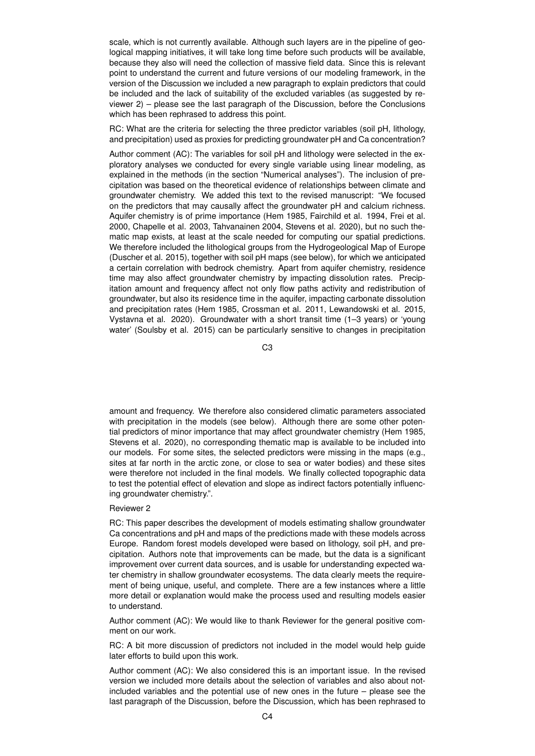scale, which is not currently available. Although such layers are in the pipeline of geological mapping initiatives, it will take long time before such products will be available, because they also will need the collection of massive field data. Since this is relevant point to understand the current and future versions of our modeling framework, in the version of the Discussion we included a new paragraph to explain predictors that could be included and the lack of suitability of the excluded variables (as suggested by reviewer 2) – please see the last paragraph of the Discussion, before the Conclusions which has been rephrased to address this point.

RC: What are the criteria for selecting the three predictor variables (soil pH, lithology, and precipitation) used as proxies for predicting groundwater pH and Ca concentration?

Author comment (AC): The variables for soil pH and lithology were selected in the exploratory analyses we conducted for every single variable using linear modeling, as explained in the methods (in the section "Numerical analyses"). The inclusion of precipitation was based on the theoretical evidence of relationships between climate and groundwater chemistry. We added this text to the revised manuscript: "We focused on the predictors that may causally affect the groundwater pH and calcium richness. Aquifer chemistry is of prime importance (Hem 1985, Fairchild et al. 1994, Frei et al. 2000, Chapelle et al. 2003, Tahvanainen 2004, Stevens et al. 2020), but no such thematic map exists, at least at the scale needed for computing our spatial predictions. We therefore included the lithological groups from the Hydrogeological Map of Europe (Duscher et al. 2015), together with soil pH maps (see below), for which we anticipated a certain correlation with bedrock chemistry. Apart from aquifer chemistry, residence time may also affect groundwater chemistry by impacting dissolution rates. Precipitation amount and frequency affect not only flow paths activity and redistribution of groundwater, but also its residence time in the aquifer, impacting carbonate dissolution and precipitation rates (Hem 1985, Crossman et al. 2011, Lewandowski et al. 2015, Vystavna et al. 2020). Groundwater with a short transit time (1–3 years) or 'young water' (Soulsby et al. 2015) can be particularly sensitive to changes in precipitation amount and frequency. We therefore also considered climatic parameters associated with precipitation in the models (see below). Although there are some other potential predictors of minor importance that may affect groundwater chemistry (Hem 1985, Stevens et al. 2020), no corresponding thematic map is available to be included into our models. For some sites, the selected predictors were missing in the maps (e.g., sites at far north in the arctic zone, or close to sea or water bodies) and these sites were therefore not included in the final models. We finally collected topographic data to test the potential effect of elevation and slope as indirect factors potentially influencing groundwater chemistry.".

Reviewer 2

RC: This paper describes the development of models estimating shallow groundwater Ca concentrations and pH and maps of the predictions made with these models across Europe. Random forest models developed were based on lithology, soil pH, and precipitation. Authors note that improvements can be made, but the data is a significant improvement over current data sources, and is usable for understanding expected water chemistry in shallow groundwater ecosystems. The data clearly meets the requirement of being unique, useful, and complete. There are a few instances where a little more detail or explanation would make the process used and resulting models easier to understand.

Author comment (AC): We would like to thank Reviewer for the general positive comment on our work.

RC: A bit more discussion of predictors not included in the model would help guide later efforts to build upon this work.

Author comment (AC): We also considered this is an important issue. In the revised version we included more details about the selection of variables and also about not-included variables and the potential use of new ones in the future – please see the last paragraph of the Discussion, before the Discussion, which has been rephrased to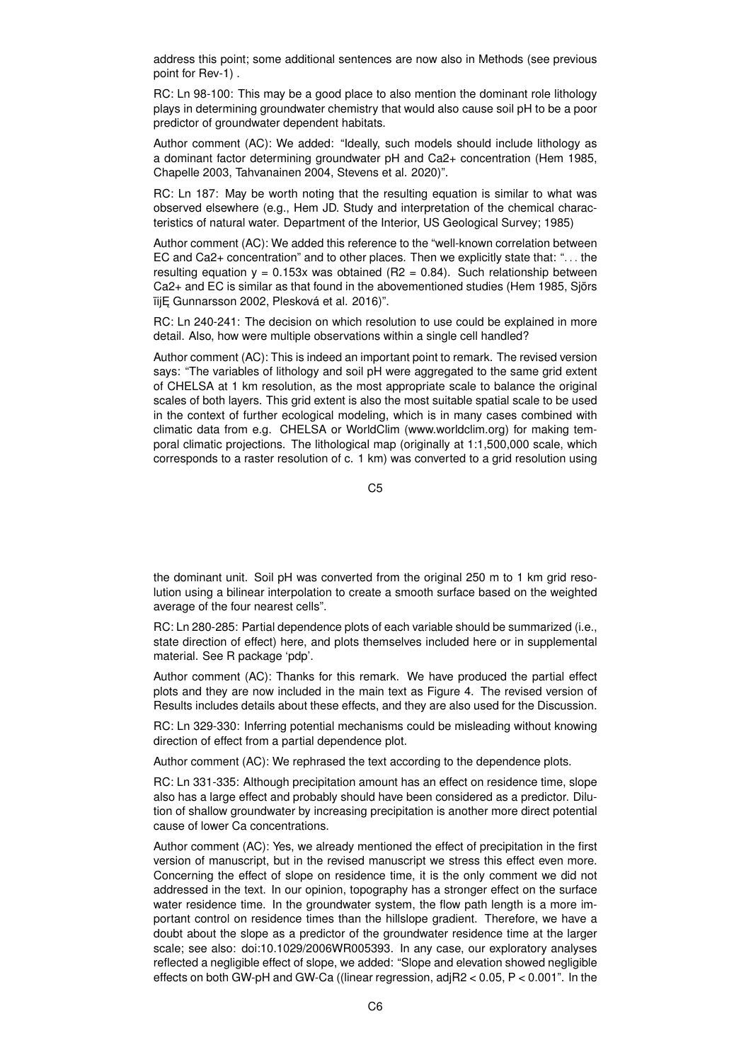address this point; some additional sentences are now also in Methods (see previous point for Rev-1) .

RC: Ln 98-100: This may be a good place to also mention the dominant role lithology plays in determining groundwater chemistry that would also cause soil pH to be a poor predictor of groundwater dependent habitats.

Author comment (AC): We added: "Ideally, such models should include lithology as a dominant factor determining groundwater pH and $Ca^{2+}$ concentration (Hem 1985, Chapelle 2003, Tahvanainen 2004, Stevens et al. 2020)".

RC: Ln 187: May be worth noting that the resulting equation is similar to what was observed elsewhere (e.g., Hem JD. Study and interpretation of the chemical characteristics of natural water. Department of the Interior, US Geological Survey; 1985)

Author comment (AC): We added this reference to the "well-known correlation between EC and $Ca^{2+}$ concentration" and to other places. Then we explicitly state that: ". . . the resulting equation $y = 0.153x$ was obtained ($R^2 = 0.84$). Such relationship between $Ca^{2+}$ and EC is similar as that found in the abovementioned studies (Hem 1985, Sjörs ïijĘ Gunnarsson 2002, Plesková et al. 2016)".

RC: Ln 240-241: The decision on which resolution to use could be explained in more detail. Also, how were multiple observations within a single cell handled?

Author comment (AC): This is indeed an important point to remark. The revised version says: "The variables of lithology and soil pH were aggregated to the same grid extent of CHELSA at 1 km resolution, as the most appropriate scale to balance the original scales of both layers. This grid extent is also the most suitable spatial scale to be used in the context of further ecological modeling, which is in many cases combined with climatic data from e.g. CHELSA or WorldClim (www.worldclim.org) for making temporal climatic projections. The lithological map (originally at 1:1,500,000 scale, which corresponds to a raster resolution of c. 1 km) was converted to a grid resolution using the dominant unit. Soil pH was converted from the original 250 m to 1 km grid resolution using a bilinear interpolation to create a smooth surface based on the weighted average of the four nearest cells".

RC: Ln 280-285: Partial dependence plots of each variable should be summarized (i.e., state direction of effect) here, and plots themselves included here or in supplemental material. See R package 'pdp'.

Author comment (AC): Thanks for this remark. We have produced the partial effect plots and they are now included in the main text as Figure 4. The revised version of Results includes details about these effects, and they are also used for the Discussion.

RC: Ln 329-330: Inferring potential mechanisms could be misleading without knowing direction of effect from a partial dependence plot.

Author comment (AC): We rephrased the text according to the dependence plots.

RC: Ln 331-335: Although precipitation amount has an effect on residence time, slope also has a large effect and probably should have been considered as a predictor. Dilution of shallow groundwater by increasing precipitation is another more direct potential cause of lower Ca concentrations.

Author comment (AC): Yes, we already mentioned the effect of precipitation in the first version of manuscript, but in the revised manuscript we stress this effect even more. Concerning the effect of slope on residence time, it is the only comment we did not addressed in the text. In our opinion, topography has a stronger effect on the surface water residence time. In the groundwater system, the flow path length is a more important control on residence times than the hillslope gradient. Therefore, we have a doubt about the slope as a predictor of the groundwater residence time at the larger scale; see also: doi:10.1029/2006WR005393. In any case, our exploratory analyses reflected a negligible effect of slope, we added: "Slope and elevation showed negligible effects on both GW-pH and GW-Ca ((linear regression, $adjR^2 < 0.05$, $P < 0.001$". In the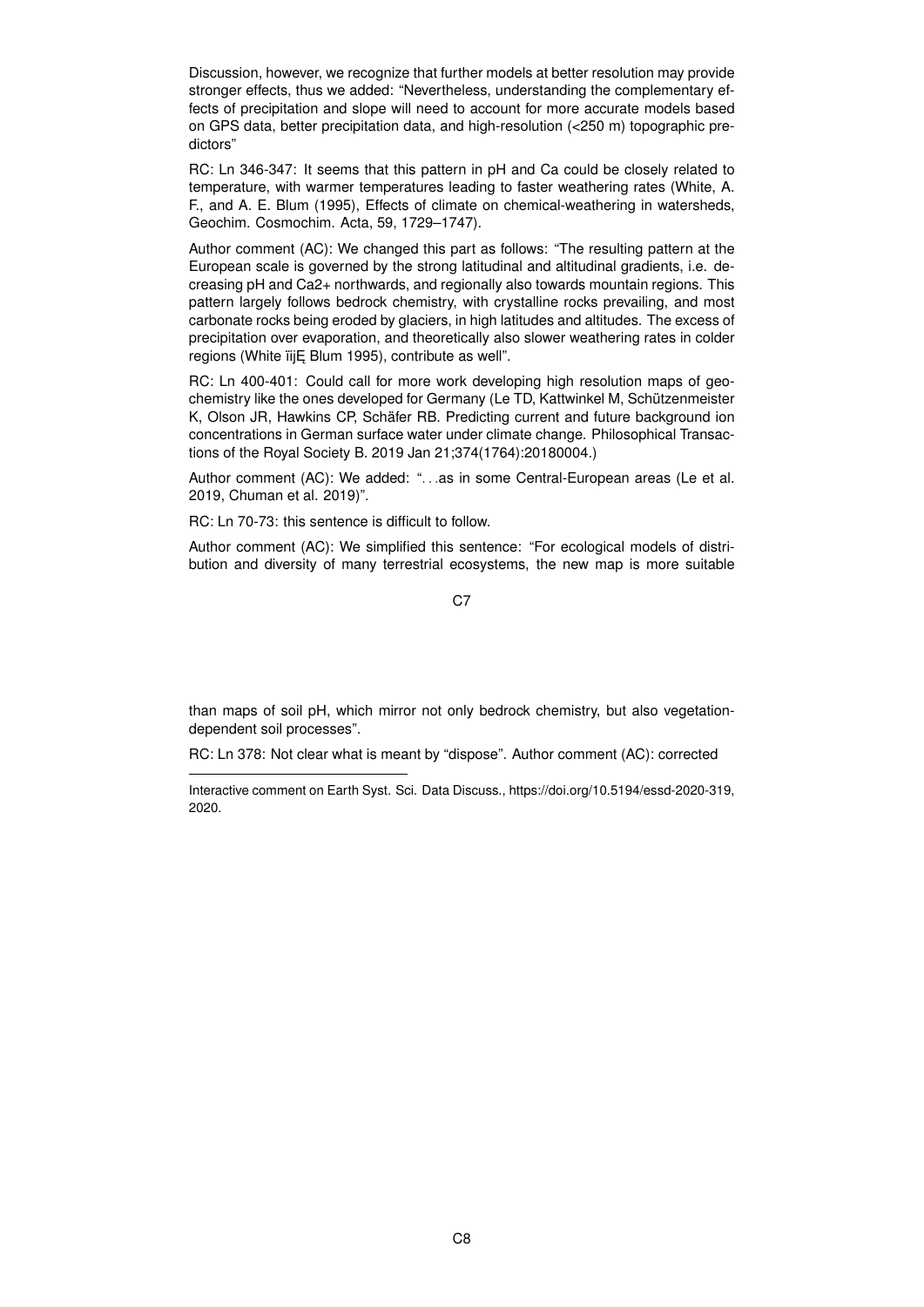Discussion, however, we recognize that further models at better resolution may provide stronger effects, thus we added: "Nevertheless, understanding the complementary effects of precipitation and slope will need to account for more accurate models based on GPS data, better precipitation data, and high-resolution (<250 m) topographic predictors"

RC: Ln 346-347: It seems that this pattern in pH and Ca could be closely related to temperature, with warmer temperatures leading to faster weathering rates (White, A. F., and A. E. Blum (1995), Effects of climate on chemical-weathering in watersheds, Geochim. Cosmochim. Acta, 59, 1729–1747).

Author comment (AC): We changed this part as follows: "The resulting pattern at the European scale is governed by the strong latitudinal and altitudinal gradients, i.e. decreasing pH and $Ca2+$ northwards, and regionally also towards mountain regions. This pattern largely follows bedrock chemistry, with crystalline rocks prevailing, and most carbonate rocks being eroded by glaciers, in high latitudes and altitudes. The excess of precipitation over evaporation, and theoretically also slower weathering rates in colder regions (White ïijĘ Blum 1995), contribute as well".

RC: Ln 400-401: Could call for more work developing high resolution maps of geochemistry like the ones developed for Germany (Le TD, Kattwinkel M, Schützenmeister K, Olson JR, Hawkins CP, Schäfer RB. Predicting current and future background ion concentrations in German surface water under climate change. Philosophical Transactions of the Royal Society B. 2019 Jan 21;374(1764):20180004.)

Author comment (AC): We added: "…as in some Central-European areas (Le et al. 2019, Chuman et al. 2019)".

RC: Ln 70-73: this sentence is difficult to follow.

Author comment (AC): We simplified this sentence: "For ecological models of distribution and diversity of many terrestrial ecosystems, the new map is more suitable than maps of soil pH, which mirror not only bedrock chemistry, but also vegetation-dependent soil processes".

RC: Ln 378: Not clear what is meant by "dispose". Author comment (AC): corrected

---

Interactive comment on Earth Syst. Sci. Data Discuss., https://doi.org/10.5194/essd-2020-319, 2020.